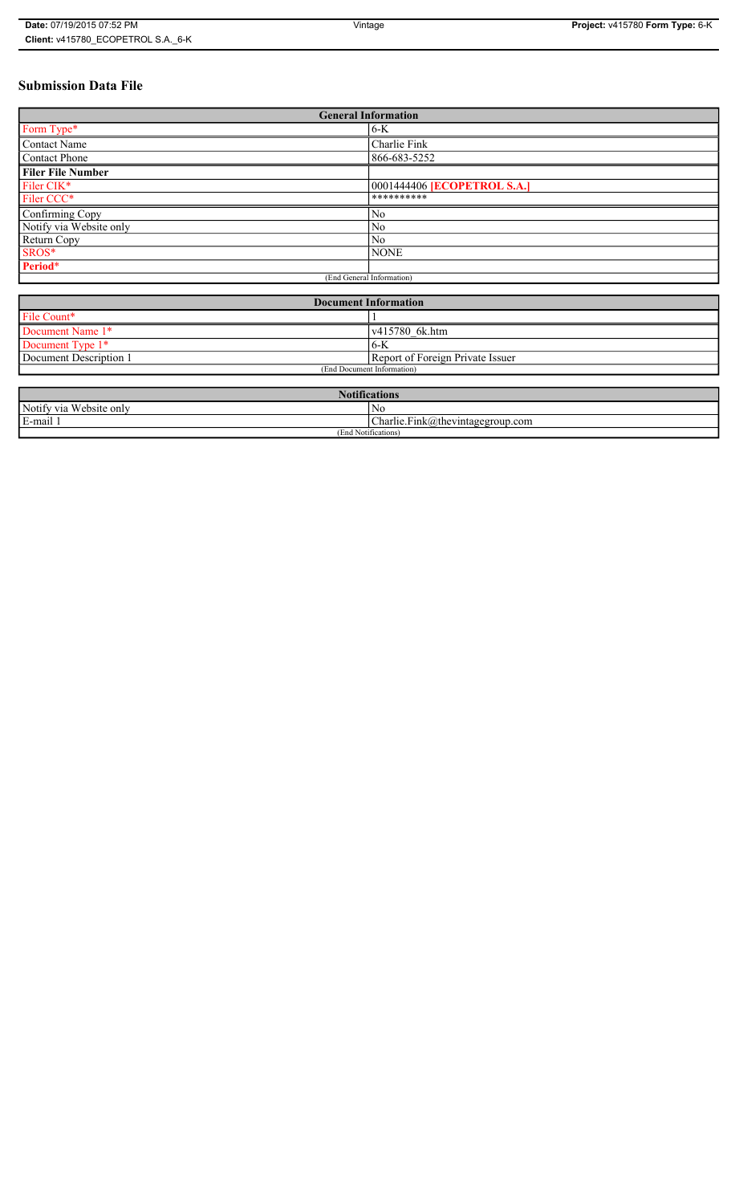# Submission Data File

| General Information | |
|---|---|
| Form Type* | 6-K |
| Contact Name | Charlie Fink |
| Contact Phone | 866-683-5252 |
| **Filer File Number** | |
| Filer CIK* | 0001444406 **[ECOPETROL S.A.]** |
| Filer CCC* | ********** |
| Confirming Copy | No |
| Notify via Website only | No |
| Return Copy | No |
| SROS* | NONE |
| **Period*** | |
| (End General Information) | |

| Document Information | |
|---|---|
| File Count* | 1 |
| Document Name 1* | v415780_6k.htm |
| Document Type 1* | 6-K |
| Document Description 1 | Report of Foreign Private Issuer |
| (End Document Information) | |

| Notifications | |
|---|---|
| Notify via Website only | No |
| E-mail 1 | Charlie.Fink@thevintagegroup.com |
| (End Notifications) | |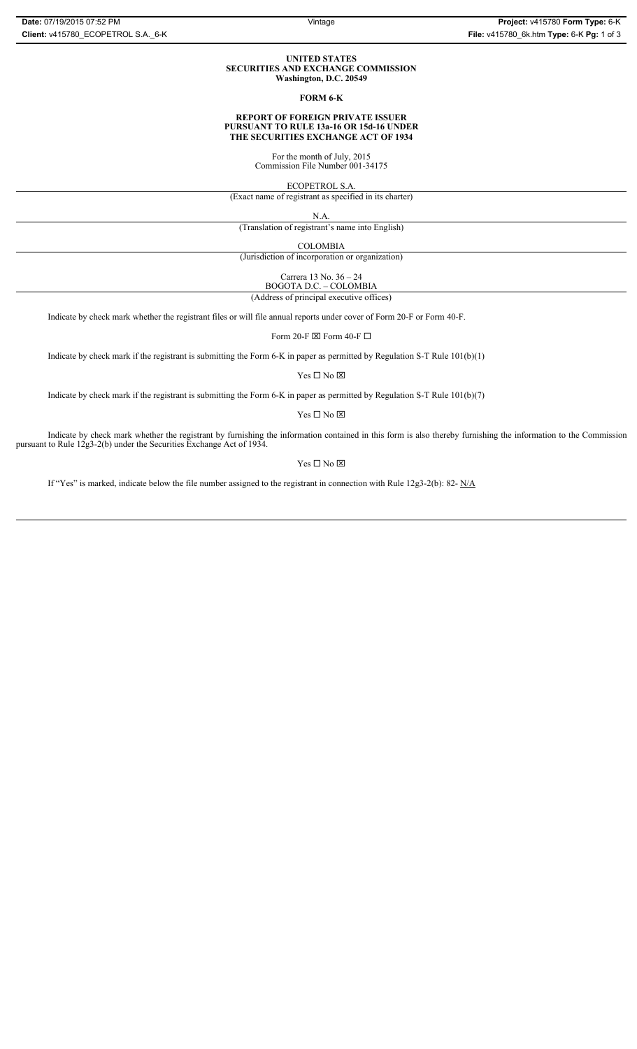**UNITED STATES**
**SECURITIES AND EXCHANGE COMMISSION**
**Washington, D.C. 20549**

**FORM 6-K**

**REPORT OF FOREIGN PRIVATE ISSUER**
**PURSUANT TO RULE 13a-16 OR 15d-16 UNDER**
**THE SECURITIES EXCHANGE ACT OF 1934**

For the month of July, 2015
Commission File Number 001-34175

ECOPETROL S.A.

(Exact name of registrant as specified in its charter)

N.A.

(Translation of registrant's name into English)

COLOMBIA

(Jurisdiction of incorporation or organization)

Carrera 13 No. 36 – 24
BOGOTA D.C. – COLOMBIA

(Address of principal executive offices)

Indicate by check mark whether the registrant files or will file annual reports under cover of Form 20-F or Form 40-F.

Form 20-F ☒ Form 40-F ☐

Indicate by check mark if the registrant is submitting the Form 6-K in paper as permitted by Regulation S-T Rule 101(b)(1)

Yes ☐ No ☒

Indicate by check mark if the registrant is submitting the Form 6-K in paper as permitted by Regulation S-T Rule 101(b)(7)

Yes ☐ No ☒

Indicate by check mark whether the registrant by furnishing the information contained in this form is also thereby furnishing the information to the Commission pursuant to Rule 12g3-2(b) under the Securities Exchange Act of 1934.

Yes ☐ No ☒

If "Yes" is marked, indicate below the file number assigned to the registrant in connection with Rule 12g3-2(b): 82- N/A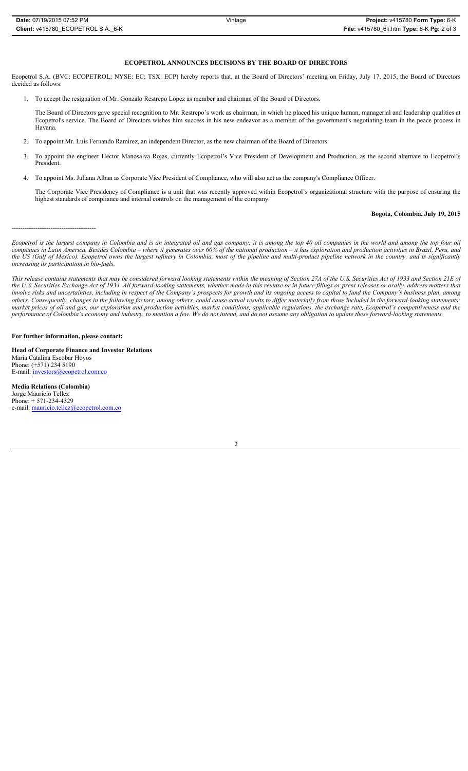## ECOPETROL ANNOUNCES DECISIONS BY THE BOARD OF DIRECTORS

Ecopetrol S.A. (BVC: ECOPETROL; NYSE: EC; TSX: ECP) hereby reports that, at the Board of Directors' meeting on Friday, July 17, 2015, the Board of Directors decided as follows:

1. To accept the resignation of Mr. Gonzalo Restrepo Lopez as member and chairman of the Board of Directors.

   The Board of Directors gave special recognition to Mr. Restrepo's work as chairman, in which he placed his unique human, managerial and leadership qualities at Ecopetrol's service. The Board of Directors wishes him success in his new endeavor as a member of the government's negotiating team in the peace process in Havana.

2. To appoint Mr. Luis Fernando Ramirez, an independent Director, as the new chairman of the Board of Directors.

3. To appoint the engineer Hector Manosalva Rojas, currently Ecopetrol's Vice President of Development and Production, as the second alternate to Ecopetrol's President.

4. To appoint Ms. Juliana Alban as Corporate Vice President of Compliance, who will also act as the company's Compliance Officer.

   The Corporate Vice Presidency of Compliance is a unit that was recently approved within Ecopetrol's organizational structure with the purpose of ensuring the highest standards of compliance and internal controls on the management of the company.

**Bogota, Colombia, July 19, 2015**

---------------------------------------

*Ecopetrol is the largest company in Colombia and is an integrated oil and gas company; it is among the top 40 oil companies in the world and among the top four oil companies in Latin America. Besides Colombia – where it generates over 60% of the national production – it has exploration and production activities in Brazil, Peru, and the US (Gulf of Mexico). Ecopetrol owns the largest refinery in Colombia, most of the pipeline and multi-product pipeline network in the country, and is significantly increasing its participation in bio-fuels.*

*This release contains statements that may be considered forward looking statements within the meaning of Section 27A of the U.S. Securities Act of 1933 and Section 21E of the U.S. Securities Exchange Act of 1934. All forward-looking statements, whether made in this release or in future filings or press releases or orally, address matters that involve risks and uncertainties, including in respect of the Company's prospects for growth and its ongoing access to capital to fund the Company's business plan, among others. Consequently, changes in the following factors, among others, could cause actual results to differ materially from those included in the forward-looking statements: market prices of oil and gas, our exploration and production activities, market conditions, applicable regulations, the exchange rate, Ecopetrol's competitiveness and the performance of Colombia's economy and industry, to mention a few. We do not intend, and do not assume any obligation to update these forward-looking statements.*

**For further information, please contact:**

**Head of Corporate Finance and Investor Relations**
María Catalina Escobar Hoyos
Phone: (+571) 234 5190
E-mail: investors@ecopetrol.com.co

**Media Relations (Colombia)**
Jorge Mauricio Tellez
Phone: + 571-234-4329
e-mail: mauricio.tellez@ecopetrol.com.co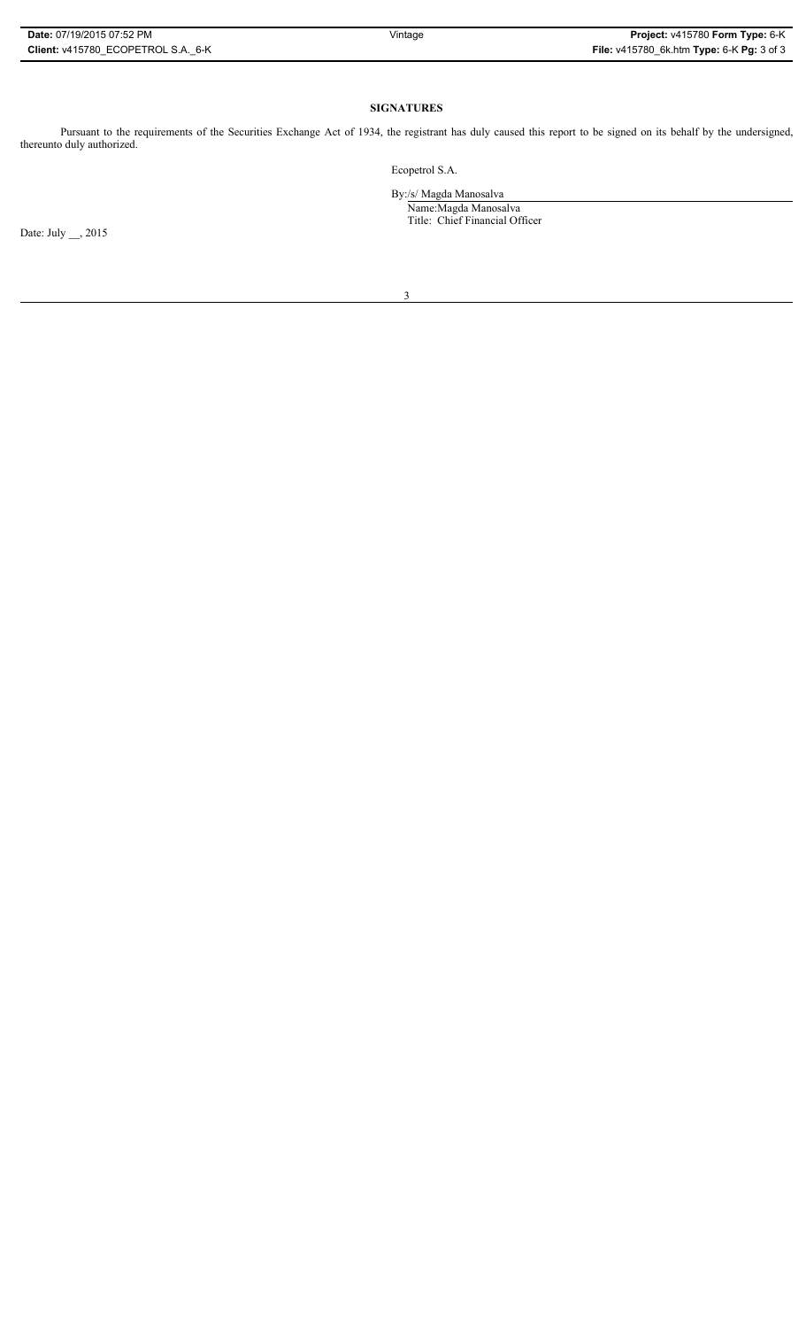## SIGNATURES

Pursuant to the requirements of the Securities Exchange Act of 1934, the registrant has duly caused this report to be signed on its behalf by the undersigned, thereunto duly authorized.

Ecopetrol S.A.

By:/s/ Magda Manosalva

Name:Magda Manosalva

Title: Chief Financial Officer

Date: July __, 2015